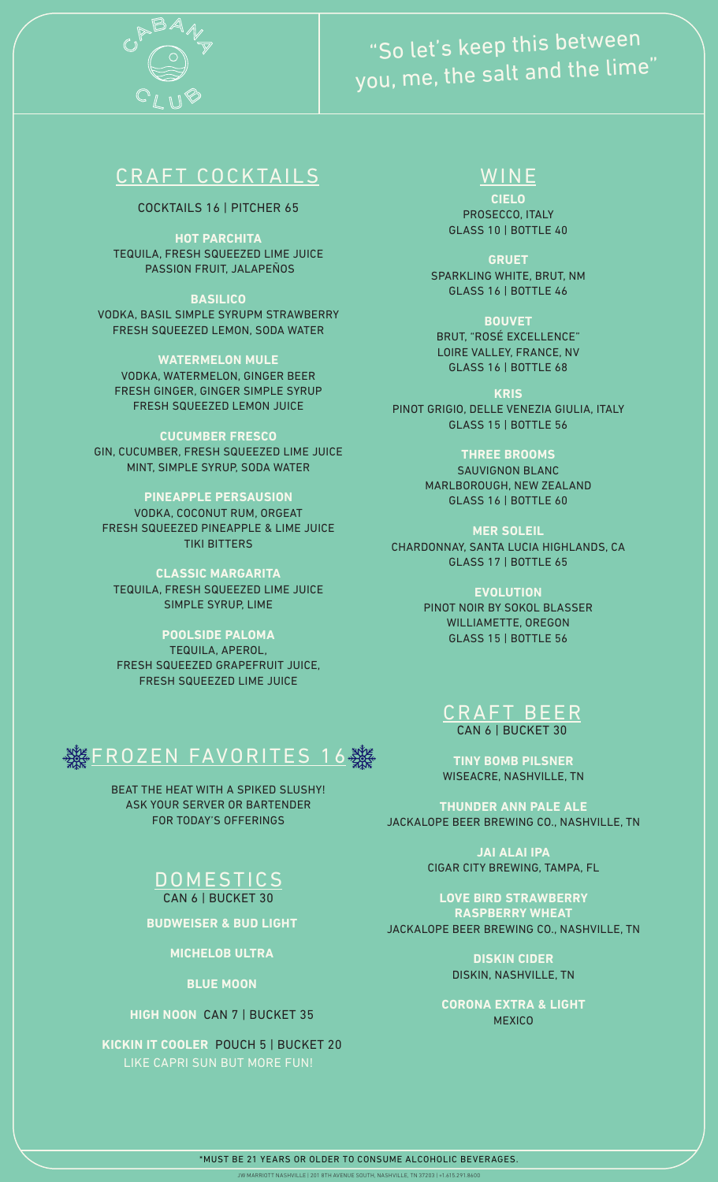# CABANA CLUB

"So let's keep this between you, me, the salt and the lime"

## CRAFT COCKTAILS

COCKTAILS 16 | PITCHER 65

**HOT PARCHITA**
TEQUILA, FRESH SQUEEZED LIME JUICE
PASSION FRUIT, JALAPEÑOS

**BASILICO**
VODKA, BASIL SIMPLE SYRUPM STRAWBERRY
FRESH SQUEEZED LEMON, SODA WATER

**WATERMELON MULE**
VODKA, WATERMELON, GINGER BEER
FRESH GINGER, GINGER SIMPLE SYRUP
FRESH SQUEEZED LEMON JUICE

**CUCUMBER FRESCO**
GIN, CUCUMBER, FRESH SQUEEZED LIME JUICE
MINT, SIMPLE SYRUP, SODA WATER

**PINEAPPLE PERSAUSION**
VODKA, COCONUT RUM, ORGEAT
FRESH SQUEEZED PINEAPPLE & LIME JUICE
TIKI BITTERS

**CLASSIC MARGARITA**
TEQUILA, FRESH SQUEEZED LIME JUICE
SIMPLE SYRUP, LIME

**POOLSIDE PALOMA**
TEQUILA, APEROL,
FRESH SQUEEZED GRAPEFRUIT JUICE,
FRESH SQUEEZED LIME JUICE

## FROZEN FAVORITES 16

BEAT THE HEAT WITH A SPIKED SLUSHY!
ASK YOUR SERVER OR BARTENDER
FOR TODAY'S OFFERINGS

## DOMESTICS

CAN 6 | BUCKET 30

**BUDWEISER & BUD LIGHT**

**MICHELOB ULTRA**

**BLUE MOON**

**HIGH NOON** CAN 7 | BUCKET 35

**KICKIN IT COOLER** POUCH 5 | BUCKET 20
LIKE CAPRI SUN BUT MORE FUN!

## WINE

**CIELO**
PROSECCO, ITALY
GLASS 10 | BOTTLE 40

**GRUET**
SPARKLING WHITE, BRUT, NM
GLASS 16 | BOTTLE 46

**BOUVET**
BRUT, "ROSÉ EXCELLENCE"
LOIRE VALLEY, FRANCE, NV
GLASS 16 | BOTTLE 68

**KRIS**
PINOT GRIGIO, DELLE VENEZIA GIULIA, ITALY
GLASS 15 | BOTTLE 56

**THREE BROOMS**
SAUVIGNON BLANC
MARLBOROUGH, NEW ZEALAND
GLASS 16 | BOTTLE 60

**MER SOLEIL**
CHARDONNAY, SANTA LUCIA HIGHLANDS, CA
GLASS 17 | BOTTLE 65

**EVOLUTION**
PINOT NOIR BY SOKOL BLASSER
WILLIAMETTE, OREGON
GLASS 15 | BOTTLE 56

## CRAFT BEER

CAN 6 | BUCKET 30

**TINY BOMB PILSNER**
WISEACRE, NASHVILLE, TN

**THUNDER ANN PALE ALE**
JACKALOPE BEER BREWING CO., NASHVILLE, TN

**JAI ALAI IPA**
CIGAR CITY BREWING, TAMPA, FL

**LOVE BIRD STRAWBERRY RASPBERRY WHEAT**
JACKALOPE BEER BREWING CO., NASHVILLE, TN

**DISKIN CIDER**
DISKIN, NASHVILLE, TN

**CORONA EXTRA & LIGHT**
MEXICO

*MUST BE 21 YEARS OR OLDER TO CONSUME ALCOHOLIC BEVERAGES.

JW MARRIOTT NASHVILLE | 201 8TH AVENUE SOUTH, NASHVILLE, TN 37203 | +1.615.291.8600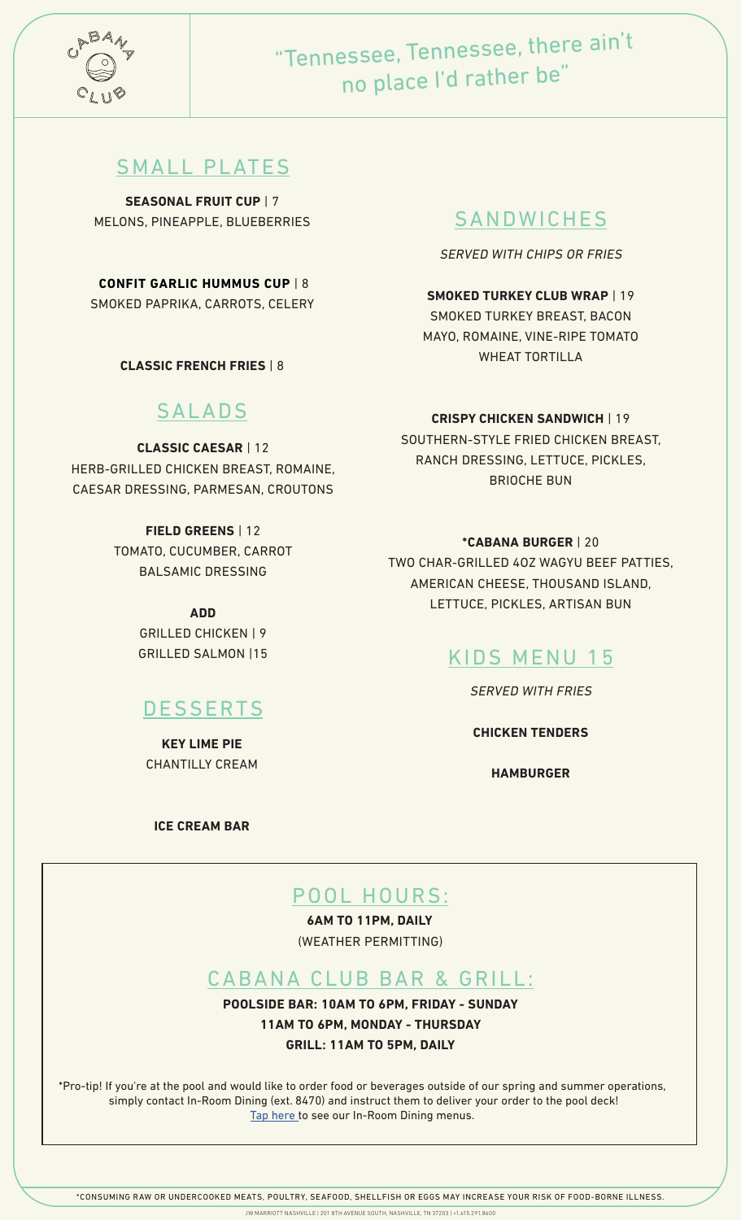CABANA CLUB

"Tennessee, Tennessee, there ain't no place I'd rather be"

## SMALL PLATES

**SEASONAL FRUIT CUP** | 7
MELONS, PINEAPPLE, BLUEBERRIES

**CONFIT GARLIC HUMMUS CUP** | 8
SMOKED PAPRIKA, CARROTS, CELERY

**CLASSIC FRENCH FRIES** | 8

## SALADS

**CLASSIC CAESAR** | 12
HERB-GRILLED CHICKEN BREAST, ROMAINE, CAESAR DRESSING, PARMESAN, CROUTONS

**FIELD GREENS** | 12
TOMATO, CUCUMBER, CARROT
BALSAMIC DRESSING

**ADD**
GRILLED CHICKEN | 9
GRILLED SALMON |15

## DESSERTS

**KEY LIME PIE**
CHANTILLY CREAM

**ICE CREAM BAR**

## SANDWICHES

*SERVED WITH CHIPS OR FRIES*

**SMOKED TURKEY CLUB WRAP** | 19
SMOKED TURKEY BREAST, BACON
MAYO, ROMAINE, VINE-RIPE TOMATO
WHEAT TORTILLA

**CRISPY CHICKEN SANDWICH** | 19
SOUTHERN-STYLE FRIED CHICKEN BREAST, RANCH DRESSING, LETTUCE, PICKLES, BRIOCHE BUN

***CABANA BURGER** | 20
TWO CHAR-GRILLED 4OZ WAGYU BEEF PATTIES, AMERICAN CHEESE, THOUSAND ISLAND, LETTUCE, PICKLES, ARTISAN BUN

## KIDS MENU 15

*SERVED WITH FRIES*

**CHICKEN TENDERS**

**HAMBURGER**

## POOL HOURS:

**6AM TO 11PM, DAILY**
(WEATHER PERMITTING)

## CABANA CLUB BAR & GRILL:

**POOLSIDE BAR: 10AM TO 6PM, FRIDAY - SUNDAY**
**11AM TO 6PM, MONDAY - THURSDAY**
**GRILL: 11AM TO 5PM, DAILY**

*Pro-tip! If you're at the pool and would like to order food or beverages outside of our spring and summer operations, simply contact In-Room Dining (ext. 8470) and instruct them to deliver your order to the pool deck! Tap here to see our In-Room Dining menus.

*CONSUMING RAW OR UNDERCOOKED MEATS, POULTRY, SEAFOOD, SHELLFISH OR EGGS MAY INCREASE YOUR RISK OF FOOD-BORNE ILLNESS.

JW MARRIOTT NASHVILLE | 201 8TH AVENUE SOUTH, NASHVILLE, TN 37203 | +1.615.291.8600